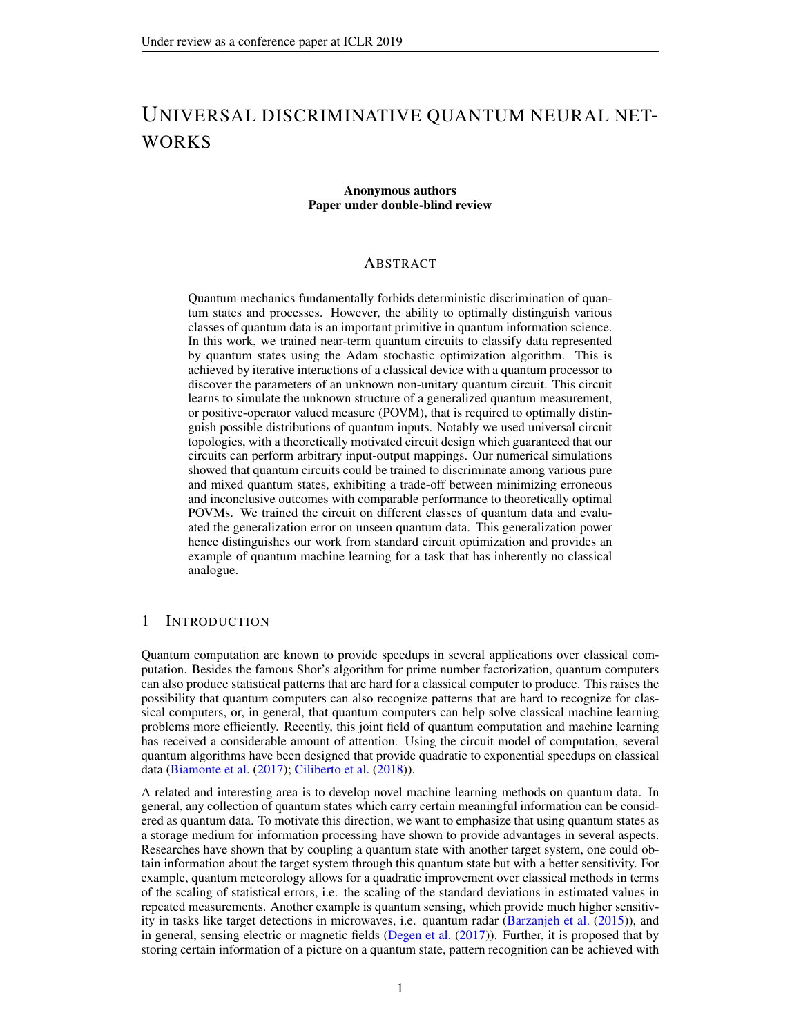# UNIVERSAL DISCRIMINATIVE QUANTUM NEURAL NETWORKS

**Anonymous authors**
**Paper under double-blind review**

## ABSTRACT

Quantum mechanics fundamentally forbids deterministic discrimination of quantum states and processes. However, the ability to optimally distinguish various classes of quantum data is an important primitive in quantum information science. In this work, we trained near-term quantum circuits to classify data represented by quantum states using the Adam stochastic optimization algorithm. This is achieved by iterative interactions of a classical device with a quantum processor to discover the parameters of an unknown non-unitary quantum circuit. This circuit learns to simulate the unknown structure of a generalized quantum measurement, or positive-operator valued measure (POVM), that is required to optimally distinguish possible distributions of quantum inputs. Notably we used universal circuit topologies, with a theoretically motivated circuit design which guaranteed that our circuits can perform arbitrary input-output mappings. Our numerical simulations showed that quantum circuits could be trained to discriminate among various pure and mixed quantum states, exhibiting a trade-off between minimizing erroneous and inconclusive outcomes with comparable performance to theoretically optimal POVMs. We trained the circuit on different classes of quantum data and evaluated the generalization error on unseen quantum data. This generalization power hence distinguishes our work from standard circuit optimization and provides an example of quantum machine learning for a task that has inherently no classical analogue.

## 1 INTRODUCTION

Quantum computation are known to provide speedups in several applications over classical computation. Besides the famous Shor's algorithm for prime number factorization, quantum computers can also produce statistical patterns that are hard for a classical computer to produce. This raises the possibility that quantum computers can also recognize patterns that are hard to recognize for classical computers, or, in general, that quantum computers can help solve classical machine learning problems more efficiently. Recently, this joint field of quantum computation and machine learning has received a considerable amount of attention. Using the circuit model of computation, several quantum algorithms have been designed that provide quadratic to exponential speedups on classical data (Biamonte et al. (2017); Ciliberto et al. (2018)).

A related and interesting area is to develop novel machine learning methods on quantum data. In general, any collection of quantum states which carry certain meaningful information can be considered as quantum data. To motivate this direction, we want to emphasize that using quantum states as a storage medium for information processing have shown to provide advantages in several aspects. Researches have shown that by coupling a quantum state with another target system, one could obtain information about the target system through this quantum state but with a better sensitivity. For example, quantum meteorology allows for a quadratic improvement over classical methods in terms of the scaling of statistical errors, i.e. the scaling of the standard deviations in estimated values in repeated measurements. Another example is quantum sensing, which provide much higher sensitivity in tasks like target detections in microwaves, i.e. quantum radar (Barzanjeh et al. (2015)), and in general, sensing electric or magnetic fields (Degen et al. (2017)). Further, it is proposed that by storing certain information of a picture on a quantum state, pattern recognition can be achieved with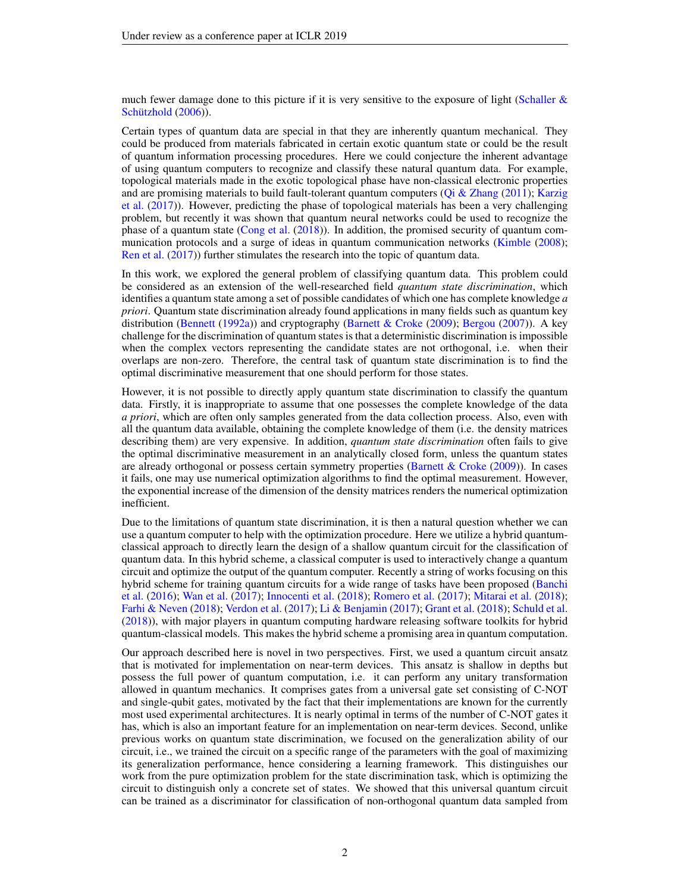much fewer damage done to this picture if it is very sensitive to the exposure of light (Schaller & Schützhold (2006)).

Certain types of quantum data are special in that they are inherently quantum mechanical. They could be produced from materials fabricated in certain exotic quantum state or could be the result of quantum information processing procedures. Here we could conjecture the inherent advantage of using quantum computers to recognize and classify these natural quantum data. For example, topological materials made in the exotic topological phase have non-classical electronic properties and are promising materials to build fault-tolerant quantum computers (Qi & Zhang (2011); Karzig et al. (2017)). However, predicting the phase of topological materials has been a very challenging problem, but recently it was shown that quantum neural networks could be used to recognize the phase of a quantum state (Cong et al. (2018)). In addition, the promised security of quantum communication protocols and a surge of ideas in quantum communication networks (Kimble (2008); Ren et al. (2017)) further stimulates the research into the topic of quantum data.

In this work, we explored the general problem of classifying quantum data. This problem could be considered as an extension of the well-researched field *quantum state discrimination*, which identifies a quantum state among a set of possible candidates of which one has complete knowledge *a priori*. Quantum state discrimination already found applications in many fields such as quantum key distribution (Bennett (1992a)) and cryptography (Barnett & Croke (2009); Bergou (2007)). A key challenge for the discrimination of quantum states is that a deterministic discrimination is impossible when the complex vectors representing the candidate states are not orthogonal, i.e. when their overlaps are non-zero. Therefore, the central task of quantum state discrimination is to find the optimal discriminative measurement that one should perform for those states.

However, it is not possible to directly apply quantum state discrimination to classify the quantum data. Firstly, it is inappropriate to assume that one possesses the complete knowledge of the data *a priori*, which are often only samples generated from the data collection process. Also, even with all the quantum data available, obtaining the complete knowledge of them (i.e. the density matrices describing them) are very expensive. In addition, *quantum state discrimination* often fails to give the optimal discriminative measurement in an analytically closed form, unless the quantum states are already orthogonal or possess certain symmetry properties (Barnett & Croke (2009)). In cases it fails, one may use numerical optimization algorithms to find the optimal measurement. However, the exponential increase of the dimension of the density matrices renders the numerical optimization inefficient.

Due to the limitations of quantum state discrimination, it is then a natural question whether we can use a quantum computer to help with the optimization procedure. Here we utilize a hybrid quantum-classical approach to directly learn the design of a shallow quantum circuit for the classification of quantum data. In this hybrid scheme, a classical computer is used to interactively change a quantum circuit and optimize the output of the quantum computer. Recently a string of works focusing on this hybrid scheme for training quantum circuits for a wide range of tasks have been proposed (Banchi et al. (2016); Wan et al. (2017); Innocenti et al. (2018); Romero et al. (2017); Mitarai et al. (2018); Farhi & Neven (2018); Verdon et al. (2017); Li & Benjamin (2017); Grant et al. (2018); Schuld et al. (2018)), with major players in quantum computing hardware releasing software toolkits for hybrid quantum-classical models. This makes the hybrid scheme a promising area in quantum computation.

Our approach described here is novel in two perspectives. First, we used a quantum circuit ansatz that is motivated for implementation on near-term devices. This ansatz is shallow in depths but possess the full power of quantum computation, i.e. it can perform any unitary transformation allowed in quantum mechanics. It comprises gates from a universal gate set consisting of C-NOT and single-qubit gates, motivated by the fact that their implementations are known for the currently most used experimental architectures. It is nearly optimal in terms of the number of C-NOT gates it has, which is also an important feature for an implementation on near-term devices. Second, unlike previous works on quantum state discrimination, we focused on the generalization ability of our circuit, i.e., we trained the circuit on a specific range of the parameters with the goal of maximizing its generalization performance, hence considering a learning framework. This distinguishes our work from the pure optimization problem for the state discrimination task, which is optimizing the circuit to distinguish only a concrete set of states. We showed that this universal quantum circuit can be trained as a discriminator for classification of non-orthogonal quantum data sampled from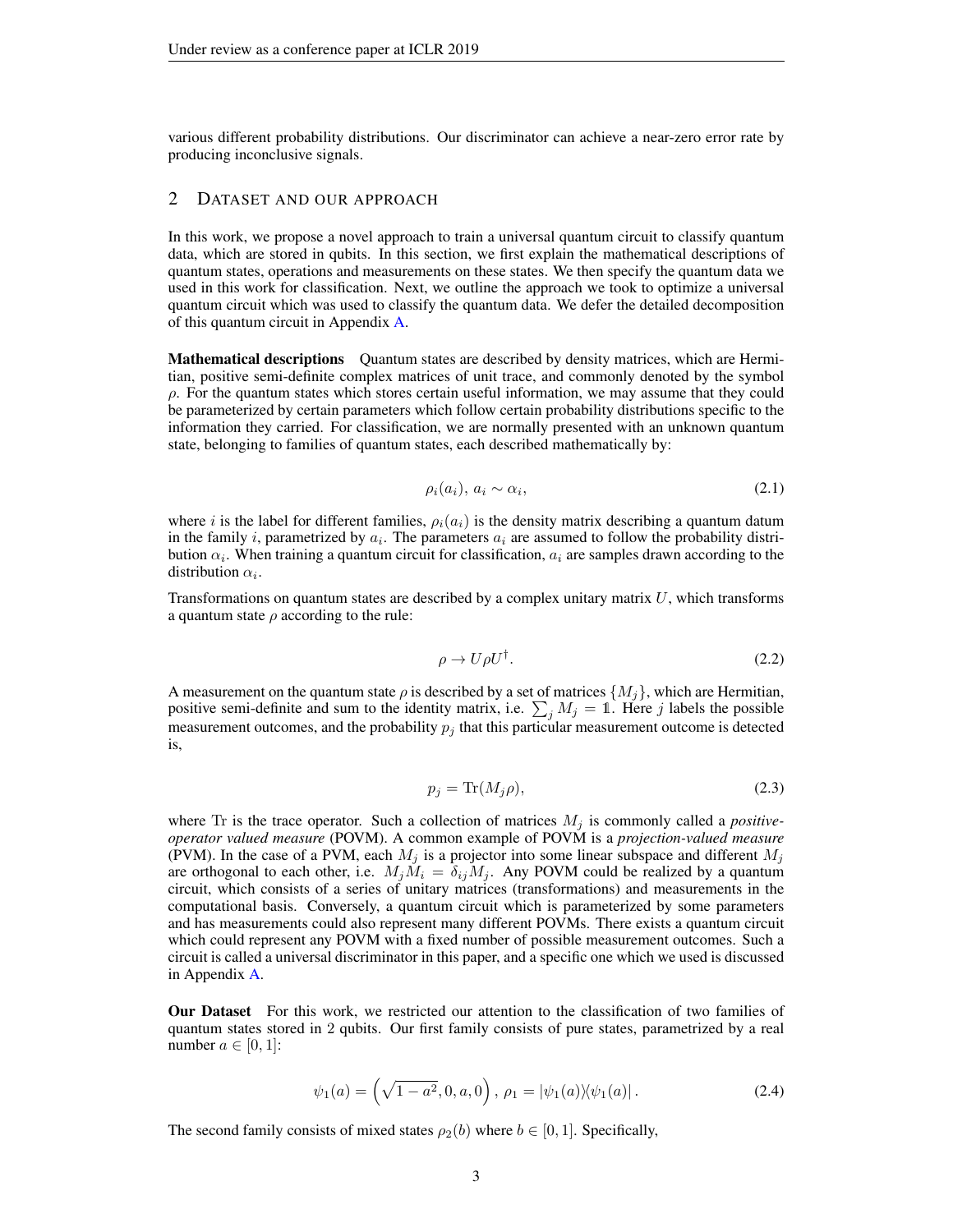various different probability distributions. Our discriminator can achieve a near-zero error rate by producing inconclusive signals.

## 2 DATASET AND OUR APPROACH

In this work, we propose a novel approach to train a universal quantum circuit to classify quantum data, which are stored in qubits. In this section, we first explain the mathematical descriptions of quantum states, operations and measurements on these states. We then specify the quantum data we used in this work for classification. Next, we outline the approach we took to optimize a universal quantum circuit which was used to classify the quantum data. We defer the detailed decomposition of this quantum circuit in Appendix A.

**Mathematical descriptions** Quantum states are described by density matrices, which are Hermitian, positive semi-definite complex matrices of unit trace, and commonly denoted by the symbol $\rho$. For the quantum states which stores certain useful information, we may assume that they could be parameterized by certain parameters which follow certain probability distributions specific to the information they carried. For classification, we are normally presented with an unknown quantum state, belonging to families of quantum states, each described mathematically by:

$$\rho_i(a_i),\ a_i \sim \alpha_i, \tag{2.1}$$

where $i$ is the label for different families, $\rho_i(a_i)$ is the density matrix describing a quantum datum in the family $i$, parametrized by $a_i$. The parameters $a_i$ are assumed to follow the probability distribution $\alpha_i$. When training a quantum circuit for classification, $a_i$ are samples drawn according to the distribution $\alpha_i$.

Transformations on quantum states are described by a complex unitary matrix $U$, which transforms a quantum state $\rho$ according to the rule:

$$\rho \to U\rho U^{\dagger}. \tag{2.2}$$

A measurement on the quantum state $\rho$ is described by a set of matrices $\{M_j\}$, which are Hermitian, positive semi-definite and sum to the identity matrix, i.e. $\sum_j M_j = \mathbb{1}$. Here $j$ labels the possible measurement outcomes, and the probability $p_j$ that this particular measurement outcome is detected is,

$$p_j = \mathrm{Tr}(M_j\rho), \tag{2.3}$$

where Tr is the trace operator. Such a collection of matrices $M_j$ is commonly called a *positive-operator valued measure* (POVM). A common example of POVM is a *projection-valued measure* (PVM). In the case of a PVM, each $M_j$ is a projector into some linear subspace and different $M_j$ are orthogonal to each other, i.e. $M_jM_i = \delta_{ij}M_j$. Any POVM could be realized by a quantum circuit, which consists of a series of unitary matrices (transformations) and measurements in the computational basis. Conversely, a quantum circuit which is parameterized by some parameters and has measurements could also represent many different POVMs. There exists a quantum circuit which could represent any POVM with a fixed number of possible measurement outcomes. Such a circuit is called a universal discriminator in this paper, and a specific one which we used is discussed in Appendix A.

**Our Dataset** For this work, we restricted our attention to the classification of two families of quantum states stored in 2 qubits. Our first family consists of pure states, parametrized by a real number $a \in [0, 1]$:

$$\psi_1(a) = \left(\sqrt{1-a^2}, 0, a, 0\right),\ \rho_1 = |\psi_1(a)\rangle\langle\psi_1(a)|\,. \tag{2.4}$$

The second family consists of mixed states $\rho_2(b)$ where $b \in [0, 1]$. Specifically,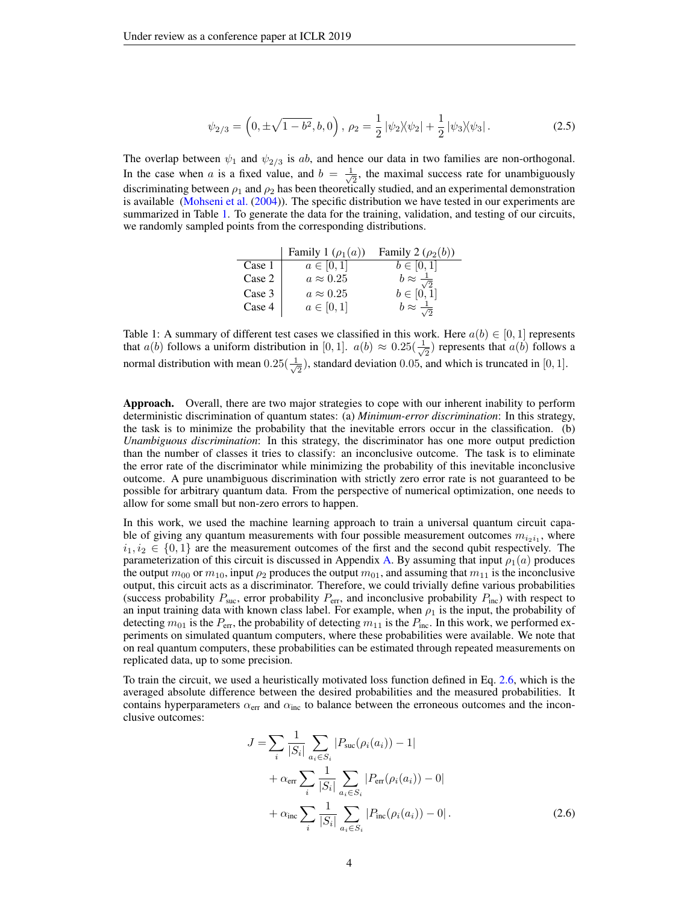$$\psi_{2/3} = \left(0, \pm\sqrt{1-b^2}, b, 0\right),\ \rho_2 = \frac{1}{2}\left|\psi_2\rangle\langle\psi_2\right| + \frac{1}{2}\left|\psi_3\rangle\langle\psi_3\right|. \tag{2.5}$$

The overlap between $\psi_1$ and $\psi_{2/3}$ is $ab$, and hence our data in two families are non-orthogonal. In the case when $a$ is a fixed value, and $b = \frac{1}{\sqrt{2}}$, the maximal success rate for unambiguously discriminating between $\rho_1$ and $\rho_2$ has been theoretically studied, and an experimental demonstration is available (Mohseni et al. (2004)). The specific distribution we have tested in our experiments are summarized in Table 1. To generate the data for the training, validation, and testing of our circuits, we randomly sampled points from the corresponding distributions.

| | Family 1 ($\rho_1(a)$) | Family 2 ($\rho_2(b)$) |
|---|---|---|
| Case 1 | $a \in [0, 1]$ | $b \in [0, 1]$ |
| Case 2 | $a \approx 0.25$ | $b \approx \frac{1}{\sqrt{2}}$ |
| Case 3 | $a \approx 0.25$ | $b \in [0, 1]$ |
| Case 4 | $a \in [0, 1]$ | $b \approx \frac{1}{\sqrt{2}}$ |

Table 1: A summary of different test cases we classified in this work. Here $a(b) \in [0, 1]$ represents that $a(b)$ follows a uniform distribution in $[0, 1]$. $a(b) \approx 0.25(\frac{1}{\sqrt{2}})$ represents that $a(b)$ follows a normal distribution with mean $0.25(\frac{1}{\sqrt{2}})$, standard deviation $0.05$, and which is truncated in $[0, 1]$.

**Approach.** Overall, there are two major strategies to cope with our inherent inability to perform deterministic discrimination of quantum states: (a) *Minimum-error discrimination*: In this strategy, the task is to minimize the probability that the inevitable errors occur in the classification. (b) *Unambiguous discrimination*: In this strategy, the discriminator has one more output prediction than the number of classes it tries to classify: an inconclusive outcome. The task is to eliminate the error rate of the discriminator while minimizing the probability of this inevitable inconclusive outcome. A pure unambiguous discrimination with strictly zero error rate is not guaranteed to be possible for arbitrary quantum data. From the perspective of numerical optimization, one needs to allow for some small but non-zero errors to happen.

In this work, we used the machine learning approach to train a universal quantum circuit capable of giving any quantum measurements with four possible measurement outcomes $m_{i_2 i_1}$, where $i_1, i_2 \in \{0, 1\}$ are the measurement outcomes of the first and the second qubit respectively. The parameterization of this circuit is discussed in Appendix A. By assuming that input $\rho_1(a)$ produces the output $m_{00}$ or $m_{10}$, input $\rho_2$ produces the output $m_{01}$, and assuming that $m_{11}$ is the inconclusive output, this circuit acts as a discriminator. Therefore, we could trivially define various probabilities (success probability $P_{\text{suc}}$, error probability $P_{\text{err}}$, and inconclusive probability $P_{\text{inc}}$) with respect to an input training data with known class label. For example, when $\rho_1$ is the input, the probability of detecting $m_{01}$ is the $P_{\text{err}}$, the probability of detecting $m_{11}$ is the $P_{\text{inc}}$. In this work, we performed experiments on simulated quantum computers, where these probabilities were available. We note that on real quantum computers, these probabilities can be estimated through repeated measurements on replicated data, up to some precision.

To train the circuit, we used a heuristically motivated loss function defined in Eq. 2.6, which is the averaged absolute difference between the desired probabilities and the measured probabilities. It contains hyperparameters $\alpha_{\text{err}}$ and $\alpha_{\text{inc}}$ to balance between the erroneous outcomes and the inconclusive outcomes:

$$\begin{aligned}
J = & \sum_i \frac{1}{|S_i|} \sum_{a_i \in S_i} \left|P_{\text{suc}}(\rho_i(a_i)) - 1\right| \\
& + \alpha_{\text{err}} \sum_i \frac{1}{|S_i|} \sum_{a_i \in S_i} \left|P_{\text{err}}(\rho_i(a_i)) - 0\right| \\
& + \alpha_{\text{inc}} \sum_i \frac{1}{|S_i|} \sum_{a_i \in S_i} \left|P_{\text{inc}}(\rho_i(a_i)) - 0\right|.
\end{aligned} \tag{2.6}$$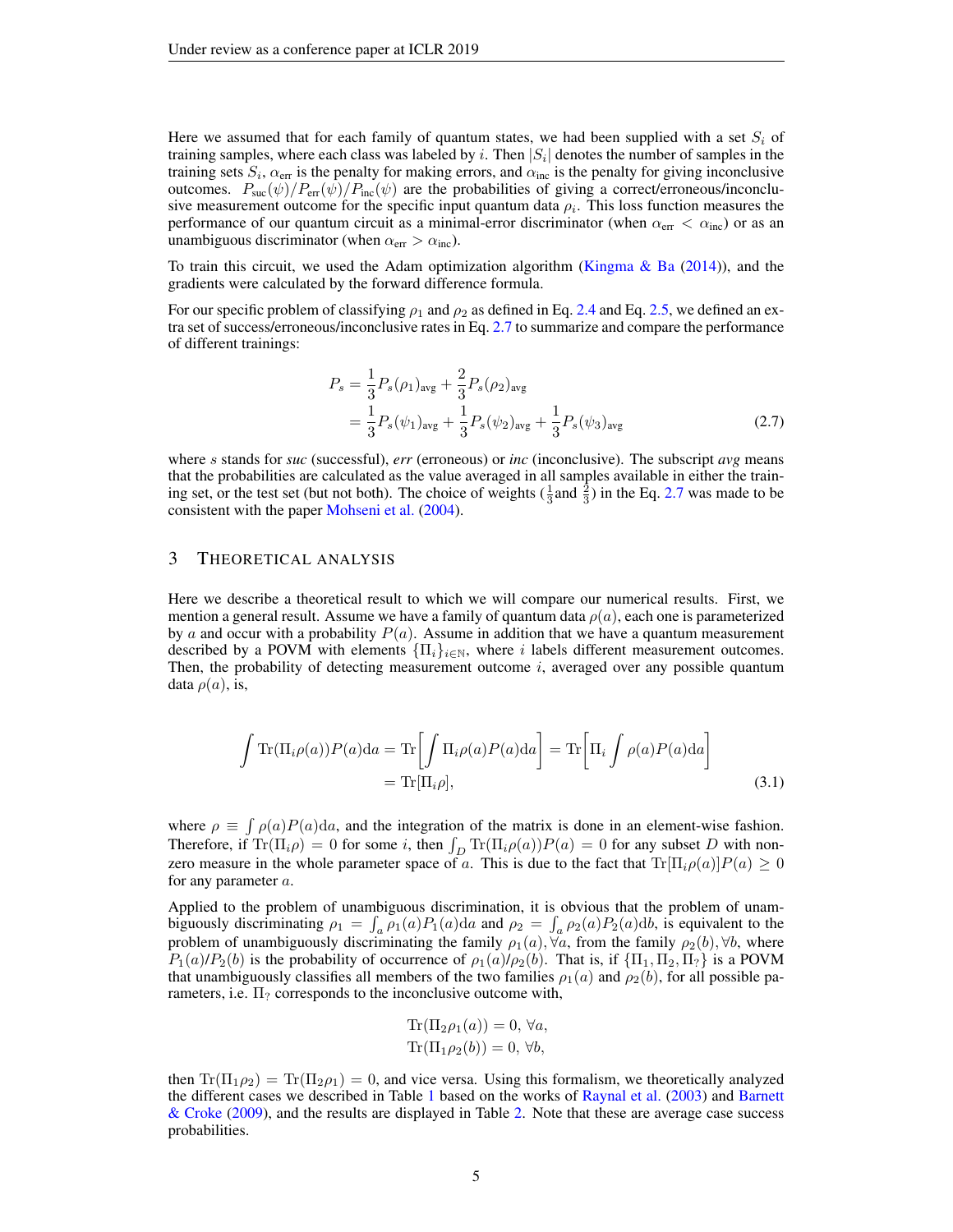Here we assumed that for each family of quantum states, we had been supplied with a set $S_i$ of training samples, where each class was labeled by $i$. Then $|S_i|$ denotes the number of samples in the training sets $S_i$, $\alpha_{\text{err}}$ is the penalty for making errors, and $\alpha_{\text{inc}}$ is the penalty for giving inconclusive outcomes. $P_{\text{suc}}(\psi)/P_{\text{err}}(\psi)/P_{\text{inc}}(\psi)$ are the probabilities of giving a correct/erroneous/inconclusive measurement outcome for the specific input quantum data $\rho_i$. This loss function measures the performance of our quantum circuit as a minimal-error discriminator (when $\alpha_{\text{err}} < \alpha_{\text{inc}}$) or as an unambiguous discriminator (when $\alpha_{\text{err}} > \alpha_{\text{inc}}$).

To train this circuit, we used the Adam optimization algorithm (Kingma & Ba (2014)), and the gradients were calculated by the forward difference formula.

For our specific problem of classifying $\rho_1$ and $\rho_2$ as defined in Eq. 2.4 and Eq. 2.5, we defined an extra set of success/erroneous/inconclusive rates in Eq. 2.7 to summarize and compare the performance of different trainings:

$$
\begin{aligned}
P_s &= \frac{1}{3}P_s(\rho_1)_{\text{avg}} + \frac{2}{3}P_s(\rho_2)_{\text{avg}} \\
&= \frac{1}{3}P_s(\psi_1)_{\text{avg}} + \frac{1}{3}P_s(\psi_2)_{\text{avg}} + \frac{1}{3}P_s(\psi_3)_{\text{avg}}
\end{aligned}
\tag{2.7}
$$

where $s$ stands for *suc* (successful), *err* (erroneous) or *inc* (inconclusive). The subscript *avg* means that the probabilities are calculated as the value averaged in all samples available in either the training set, or the test set (but not both). The choice of weights ($\frac{1}{3}$and $\frac{2}{3}$) in the Eq. 2.7 was made to be consistent with the paper Mohseni et al. (2004).

## 3 Theoretical Analysis

Here we describe a theoretical result to which we will compare our numerical results. First, we mention a general result. Assume we have a family of quantum data $\rho(a)$, each one is parameterized by $a$ and occur with a probability $P(a)$. Assume in addition that we have a quantum measurement described by a POVM with elements $\{\Pi_i\}_{i\in\mathbb{N}}$, where $i$ labels different measurement outcomes. Then, the probability of detecting measurement outcome $i$, averaged over any possible quantum data $\rho(a)$, is,

$$
\begin{aligned}
\int \text{Tr}(\Pi_i\rho(a))P(a)\text{d}a &= \text{Tr}\left[\int \Pi_i\rho(a)P(a)\text{d}a\right] = \text{Tr}\left[\Pi_i \int \rho(a)P(a)\text{d}a\right] \\
&= \text{Tr}[\Pi_i\rho],
\end{aligned}
\tag{3.1}
$$

where $\rho \equiv \int \rho(a)P(a)\text{d}a$, and the integration of the matrix is done in an element-wise fashion. Therefore, if $\text{Tr}(\Pi_i\rho) = 0$ for some $i$, then $\int_D \text{Tr}(\Pi_i\rho(a))P(a) = 0$ for any subset $D$ with non-zero measure in the whole parameter space of $a$. This is due to the fact that $\text{Tr}[\Pi_i\rho(a)]P(a) \geq 0$ for any parameter $a$.

Applied to the problem of unambiguous discrimination, it is obvious that the problem of unambiguously discriminating $\rho_1 = \int_a \rho_1(a)P_1(a)\text{d}a$ and $\rho_2 = \int_a \rho_2(a)P_2(a)\text{d}b$, is equivalent to the problem of unambiguously discriminating the family $\rho_1(a), \forall a$, from the family $\rho_2(b), \forall b$, where $P_1(a)/P_2(b)$ is the probability of occurrence of $\rho_1(a)/\rho_2(b)$. That is, if $\{\Pi_1, \Pi_2, \Pi_?\}$ is a POVM that unambiguously classifies all members of the two families $\rho_1(a)$ and $\rho_2(b)$, for all possible parameters, i.e. $\Pi_?$ corresponds to the inconclusive outcome with,

$$
\begin{aligned}
\text{Tr}(\Pi_2\rho_1(a)) = 0,\ \forall a, \\
\text{Tr}(\Pi_1\rho_2(b)) = 0,\ \forall b,
\end{aligned}
$$

then $\text{Tr}(\Pi_1\rho_2) = \text{Tr}(\Pi_2\rho_1) = 0$, and vice versa. Using this formalism, we theoretically analyzed the different cases we described in Table 1 based on the works of Raynal et al. (2003) and Barnett & Croke (2009), and the results are displayed in Table 2. Note that these are average case success probabilities.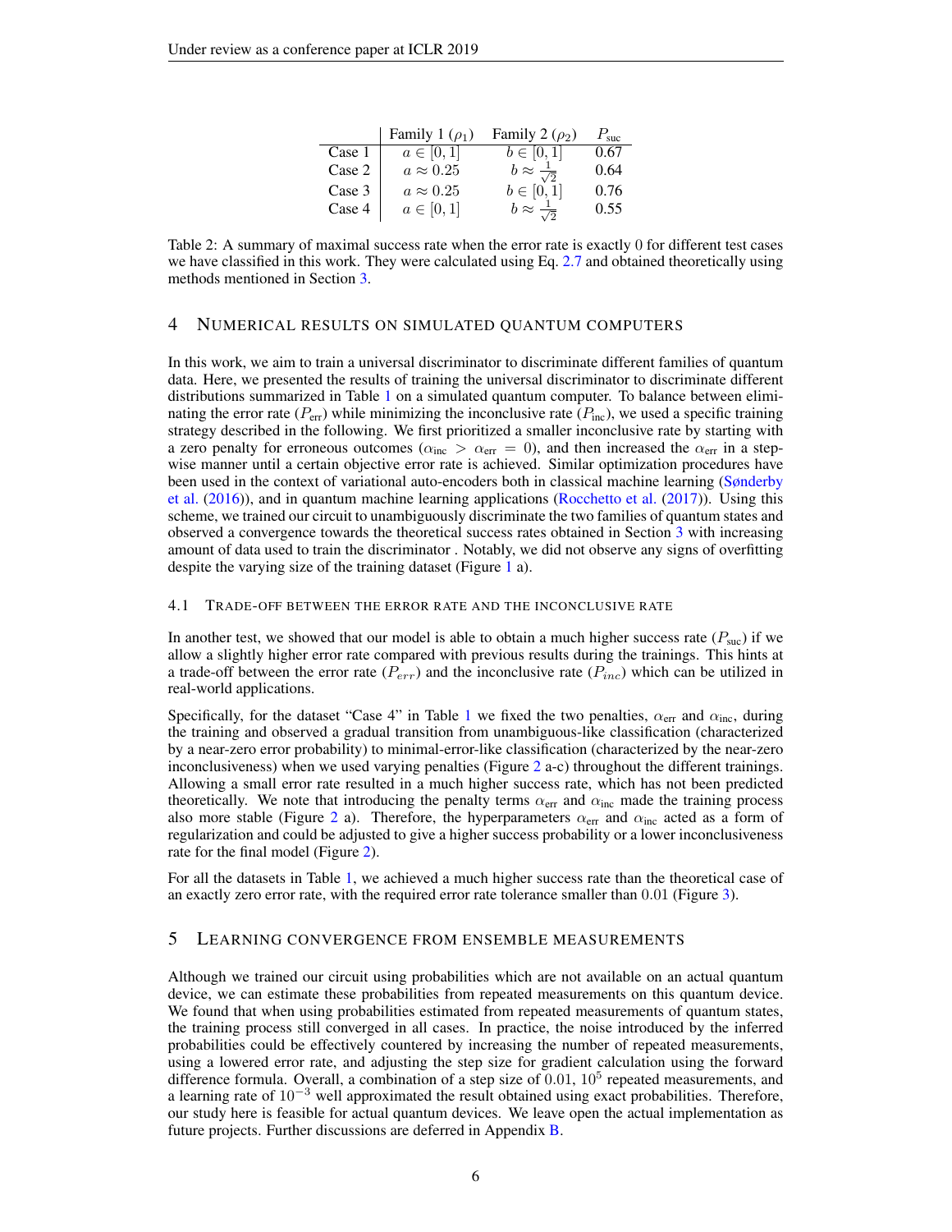| | Family 1 ($\rho_1$) | Family 2 ($\rho_2$) | $P_{\text{suc}}$ |
|---|---|---|---|
| Case 1 | $a \in [0, 1]$ | $b \in [0, 1]$ | 0.67 |
| Case 2 | $a \approx 0.25$ | $b \approx \frac{1}{\sqrt{2}}$ | 0.64 |
| Case 3 | $a \approx 0.25$ | $b \in [0, 1]$ | 0.76 |
| Case 4 | $a \in [0, 1]$ | $b \approx \frac{1}{\sqrt{2}}$ | 0.55 |

Table 2: A summary of maximal success rate when the error rate is exactly 0 for different test cases we have classified in this work. They were calculated using Eq. 2.7 and obtained theoretically using methods mentioned in Section 3.

## 4 Numerical results on simulated quantum computers

In this work, we aim to train a universal discriminator to discriminate different families of quantum data. Here, we presented the results of training the universal discriminator to discriminate different distributions summarized in Table 1 on a simulated quantum computer. To balance between eliminating the error rate ($P_{\text{err}}$) while minimizing the inconclusive rate ($P_{\text{inc}}$), we used a specific training strategy described in the following. We first prioritized a smaller inconclusive rate by starting with a zero penalty for erroneous outcomes ($\alpha_{\text{inc}} > \alpha_{\text{err}} = 0$), and then increased the $\alpha_{\text{err}}$ in a stepwise manner until a certain objective error rate is achieved. Similar optimization procedures have been used in the context of variational auto-encoders both in classical machine learning (Sønderby et al. (2016)), and in quantum machine learning applications (Rocchetto et al. (2017)). Using this scheme, we trained our circuit to unambiguously discriminate the two families of quantum states and observed a convergence towards the theoretical success rates obtained in Section 3 with increasing amount of data used to train the discriminator . Notably, we did not observe any signs of overfitting despite the varying size of the training dataset (Figure 1 a).

### 4.1 Trade-off between the error rate and the inconclusive rate

In another test, we showed that our model is able to obtain a much higher success rate ($P_{\text{suc}}$) if we allow a slightly higher error rate compared with previous results during the trainings. This hints at a trade-off between the error rate ($P_{err}$) and the inconclusive rate ($P_{inc}$) which can be utilized in real-world applications.

Specifically, for the dataset "Case 4" in Table 1 we fixed the two penalties, $\alpha_{\text{err}}$ and $\alpha_{\text{inc}}$, during the training and observed a gradual transition from unambiguous-like classification (characterized by a near-zero error probability) to minimal-error-like classification (characterized by the near-zero inconclusiveness) when we used varying penalties (Figure 2 a-c) throughout the different trainings. Allowing a small error rate resulted in a much higher success rate, which has not been predicted theoretically. We note that introducing the penalty terms $\alpha_{\text{err}}$ and $\alpha_{\text{inc}}$ made the training process also more stable (Figure 2 a). Therefore, the hyperparameters $\alpha_{\text{err}}$ and $\alpha_{\text{inc}}$ acted as a form of regularization and could be adjusted to give a higher success probability or a lower inconclusiveness rate for the final model (Figure 2).

For all the datasets in Table 1, we achieved a much higher success rate than the theoretical case of an exactly zero error rate, with the required error rate tolerance smaller than $0.01$ (Figure 3).

## 5 Learning convergence from ensemble measurements

Although we trained our circuit using probabilities which are not available on an actual quantum device, we can estimate these probabilities from repeated measurements on this quantum device. We found that when using probabilities estimated from repeated measurements of quantum states, the training process still converged in all cases. In practice, the noise introduced by the inferred probabilities could be effectively countered by increasing the number of repeated measurements, using a lowered error rate, and adjusting the step size for gradient calculation using the forward difference formula. Overall, a combination of a step size of $0.01$, $10^5$ repeated measurements, and a learning rate of $10^{-3}$ well approximated the result obtained using exact probabilities. Therefore, our study here is feasible for actual quantum devices. We leave open the actual implementation as future projects. Further discussions are deferred in Appendix B.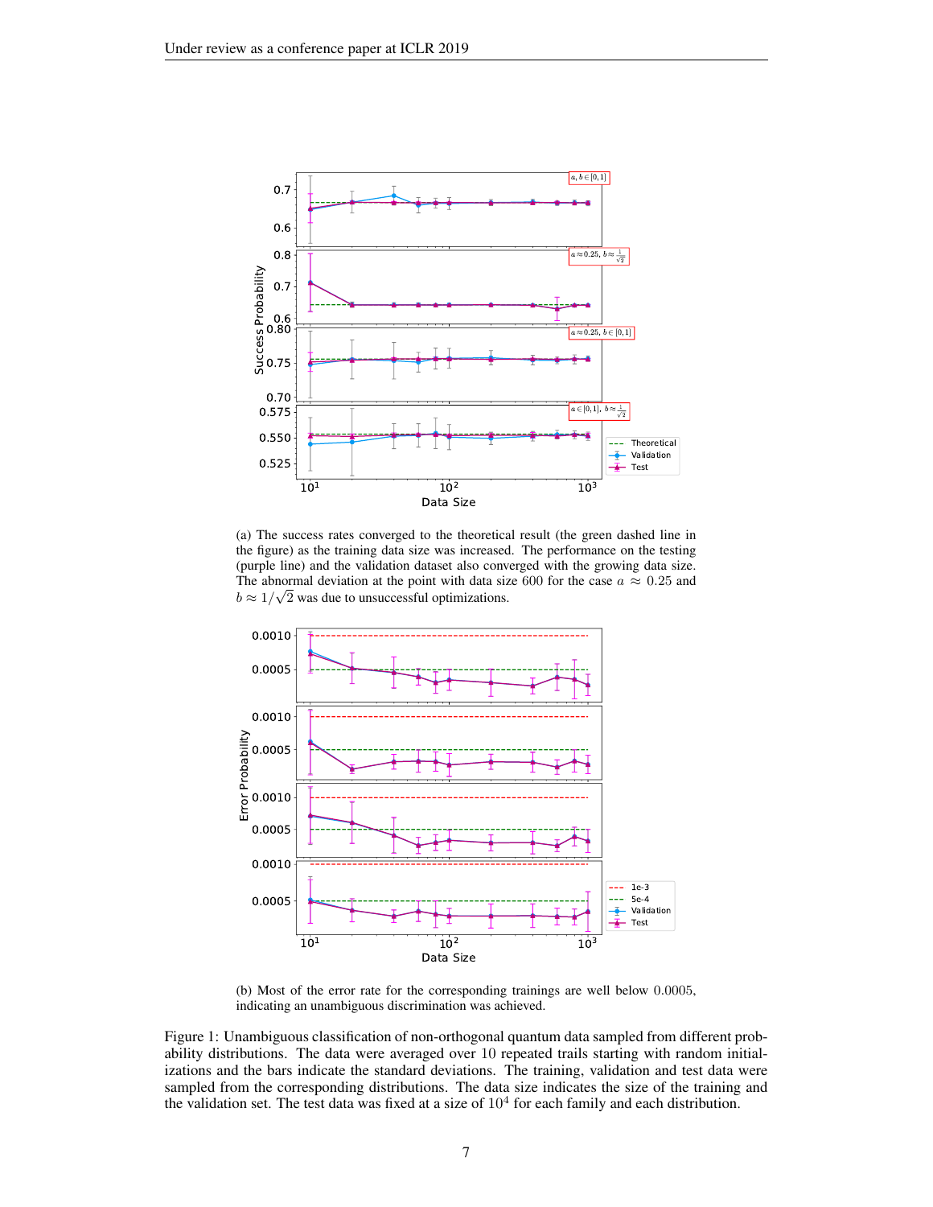(a) The success rates converged to the theoretical result (the green dashed line in the figure) as the training data size was increased. The performance on the testing (purple line) and the validation dataset also converged with the growing data size. The abnormal deviation at the point with data size 600 for the case $a \approx 0.25$ and $b \approx 1/\sqrt{2}$ was due to unsuccessful optimizations.

(b) Most of the error rate for the corresponding trainings are well below 0.0005, indicating an unambiguous discrimination was achieved.

Figure 1: Unambiguous classification of non-orthogonal quantum data sampled from different probability distributions. The data were averaged over 10 repeated trails starting with random initializations and the bars indicate the standard deviations. The training, validation and test data were sampled from the corresponding distributions. The data size indicates the size of the training and the validation set. The test data was fixed at a size of $10^4$ for each family and each distribution.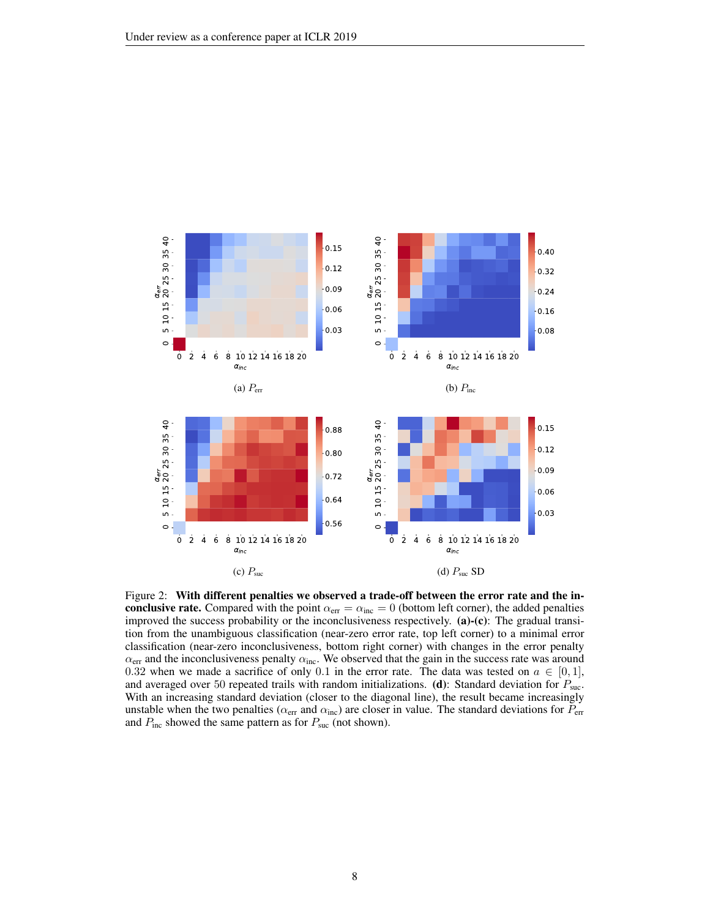(a) $P_{\text{err}}$

(b) $P_{\text{inc}}$

(c) $P_{\text{suc}}$

(d) $P_{\text{suc}}$ SD

Figure 2: **With different penalties we observed a trade-off between the error rate and the inconclusive rate.** Compared with the point $\alpha_{\text{err}} = \alpha_{\text{inc}} = 0$ (bottom left corner), the added penalties improved the success probability or the inconclusiveness respectively. **(a)-(c)**: The gradual transition from the unambiguous classification (near-zero error rate, top left corner) to a minimal error classification (near-zero inconclusiveness, bottom right corner) with changes in the error penalty $\alpha_{\text{err}}$ and the inconclusiveness penalty $\alpha_{\text{inc}}$. We observed that the gain in the success rate was around 0.32 when we made a sacrifice of only 0.1 in the error rate. The data was tested on $a \in [0, 1]$, and averaged over 50 repeated trails with random initializations. **(d)**: Standard deviation for $P_{\text{suc}}$. With an increasing standard deviation (closer to the diagonal line), the result became increasingly unstable when the two penalties ($\alpha_{\text{err}}$ and $\alpha_{\text{inc}}$) are closer in value. The standard deviations for $P_{\text{err}}$ and $P_{\text{inc}}$ showed the same pattern as for $P_{\text{suc}}$ (not shown).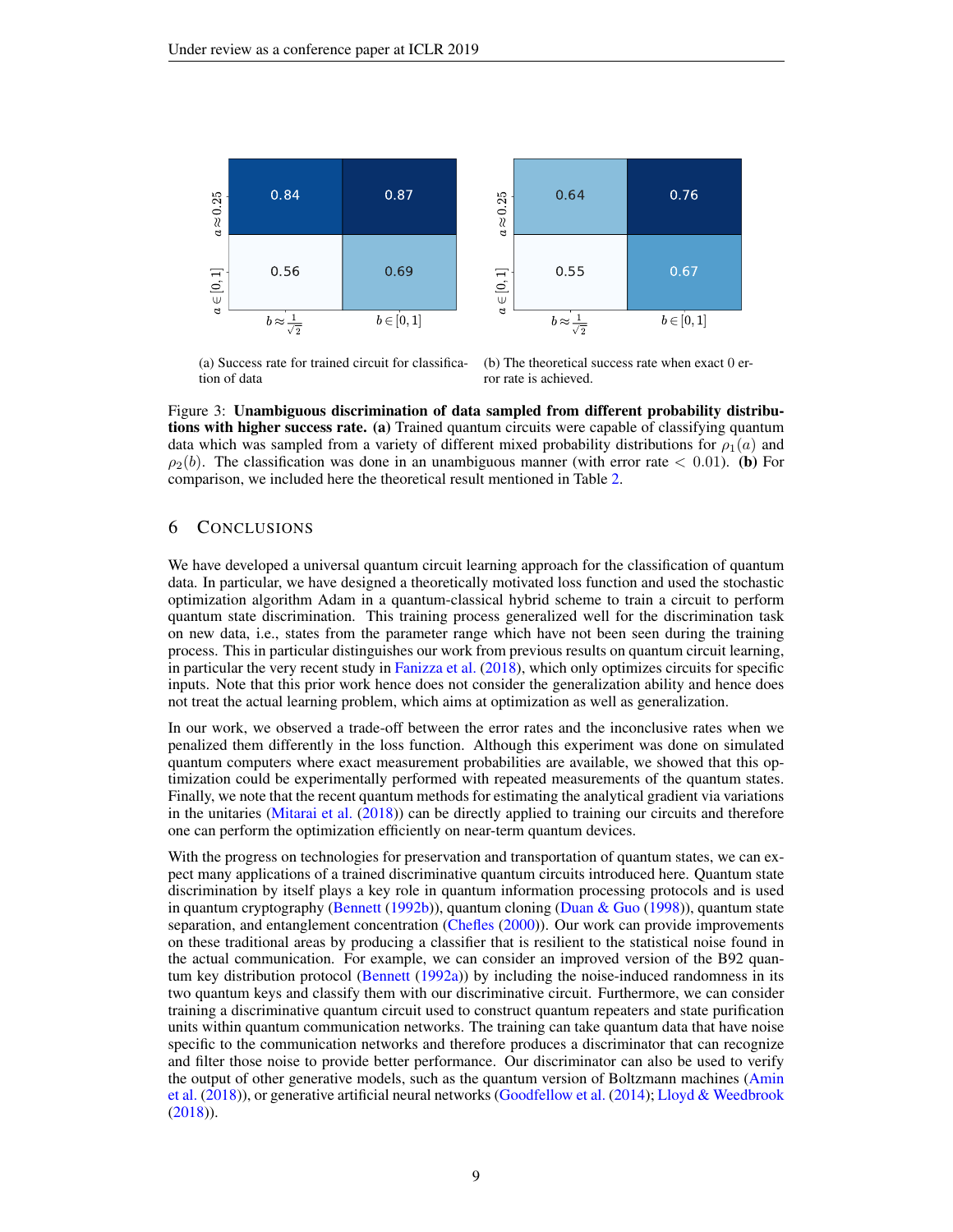|  | $b \approx \frac{1}{\sqrt{2}}$ | $b \in [0,1]$ |
|---|---|---|
| $a \approx 0.25$ | 0.84 | 0.87 |
| $a \in [0,1]$ | 0.56 | 0.69 |

(a) Success rate for trained circuit for classification of data

|  | $b \approx \frac{1}{\sqrt{2}}$ | $b \in [0,1]$ |
|---|---|---|
| $a \approx 0.25$ | 0.64 | 0.76 |
| $a \in [0,1]$ | 0.55 | 0.67 |

(b) The theoretical success rate when exact 0 error rate is achieved.

Figure 3: **Unambiguous discrimination of data sampled from different probability distributions with higher success rate. (a)** Trained quantum circuits were capable of classifying quantum data which was sampled from a variety of different mixed probability distributions for $\rho_1(a)$ and $\rho_2(b)$. The classification was done in an unambiguous manner (with error rate $< 0.01$). **(b)** For comparison, we included here the theoretical result mentioned in Table 2.

## 6 Conclusions

We have developed a universal quantum circuit learning approach for the classification of quantum data. In particular, we have designed a theoretically motivated loss function and used the stochastic optimization algorithm Adam in a quantum-classical hybrid scheme to train a circuit to perform quantum state discrimination. This training process generalized well for the discrimination task on new data, i.e., states from the parameter range which have not been seen during the training process. This in particular distinguishes our work from previous results on quantum circuit learning, in particular the very recent study in Fanizza et al. (2018), which only optimizes circuits for specific inputs. Note that this prior work hence does not consider the generalization ability and hence does not treat the actual learning problem, which aims at optimization as well as generalization.

In our work, we observed a trade-off between the error rates and the inconclusive rates when we penalized them differently in the loss function. Although this experiment was done on simulated quantum computers where exact measurement probabilities are available, we showed that this optimization could be experimentally performed with repeated measurements of the quantum states. Finally, we note that the recent quantum methods for estimating the analytical gradient via variations in the unitaries (Mitarai et al. (2018)) can be directly applied to training our circuits and therefore one can perform the optimization efficiently on near-term quantum devices.

With the progress on technologies for preservation and transportation of quantum states, we can expect many applications of a trained discriminative quantum circuits introduced here. Quantum state discrimination by itself plays a key role in quantum information processing protocols and is used in quantum cryptography (Bennett (1992b)), quantum cloning (Duan & Guo (1998)), quantum state separation, and entanglement concentration (Chefles (2000)). Our work can provide improvements on these traditional areas by producing a classifier that is resilient to the statistical noise found in the actual communication. For example, we can consider an improved version of the B92 quantum key distribution protocol (Bennett (1992a)) by including the noise-induced randomness in its two quantum keys and classify them with our discriminative circuit. Furthermore, we can consider training a discriminative quantum circuit used to construct quantum repeaters and state purification units within quantum communication networks. The training can take quantum data that have noise specific to the communication networks and therefore produces a discriminator that can recognize and filter those noise to provide better performance. Our discriminator can also be used to verify the output of other generative models, such as the quantum version of Boltzmann machines (Amin et al. (2018)), or generative artificial neural networks (Goodfellow et al. (2014); Lloyd & Weedbrook (2018)).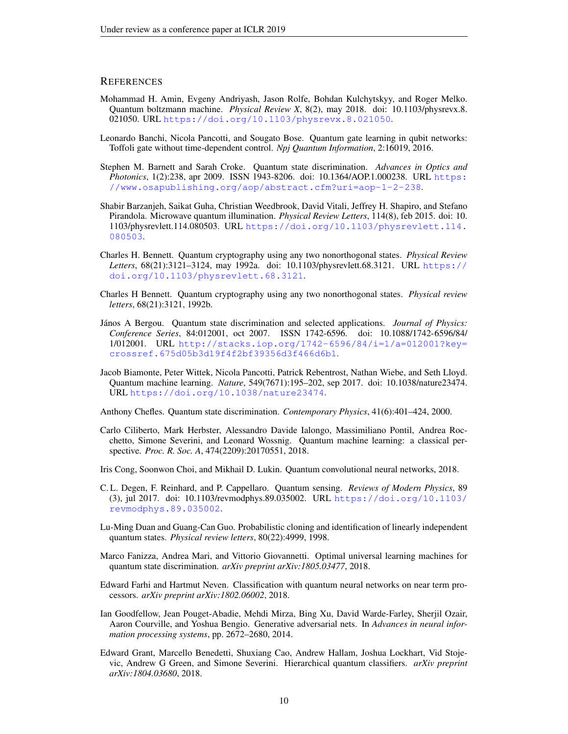## REFERENCES

Mohammad H. Amin, Evgeny Andriyash, Jason Rolfe, Bohdan Kulchytskyy, and Roger Melko. Quantum boltzmann machine. *Physical Review X*, 8(2), may 2018. doi: 10.1103/physrevx.8.021050. URL https://doi.org/10.1103/physrevx.8.021050.

Leonardo Banchi, Nicola Pancotti, and Sougato Bose. Quantum gate learning in qubit networks: Toffoli gate without time-dependent control. *Npj Quantum Information*, 2:16019, 2016.

Stephen M. Barnett and Sarah Croke. Quantum state discrimination. *Advances in Optics and Photonics*, 1(2):238, apr 2009. ISSN 1943-8206. doi: 10.1364/AOP.1.000238. URL https://www.osapublishing.org/aop/abstract.cfm?uri=aop-1-2-238.

Shabir Barzanjeh, Saikat Guha, Christian Weedbrook, David Vitali, Jeffrey H. Shapiro, and Stefano Pirandola. Microwave quantum illumination. *Physical Review Letters*, 114(8), feb 2015. doi: 10.1103/physrevlett.114.080503. URL https://doi.org/10.1103/physrevlett.114.080503.

Charles H. Bennett. Quantum cryptography using any two nonorthogonal states. *Physical Review Letters*, 68(21):3121–3124, may 1992a. doi: 10.1103/physrevlett.68.3121. URL https://doi.org/10.1103/physrevlett.68.3121.

Charles H Bennett. Quantum cryptography using any two nonorthogonal states. *Physical review letters*, 68(21):3121, 1992b.

János A Bergou. Quantum state discrimination and selected applications. *Journal of Physics: Conference Series*, 84:012001, oct 2007. ISSN 1742-6596. doi: 10.1088/1742-6596/84/1/012001. URL http://stacks.iop.org/1742-6596/84/i=1/a=012001?key=crossref.675d05b3d19f4f2bf39356d3f466d6b1.

Jacob Biamonte, Peter Wittek, Nicola Pancotti, Patrick Rebentrost, Nathan Wiebe, and Seth Lloyd. Quantum machine learning. *Nature*, 549(7671):195–202, sep 2017. doi: 10.1038/nature23474. URL https://doi.org/10.1038/nature23474.

Anthony Chefles. Quantum state discrimination. *Contemporary Physics*, 41(6):401–424, 2000.

Carlo Ciliberto, Mark Herbster, Alessandro Davide Ialongo, Massimiliano Pontil, Andrea Rocchetto, Simone Severini, and Leonard Wossnig. Quantum machine learning: a classical perspective. *Proc. R. Soc. A*, 474(2209):20170551, 2018.

Iris Cong, Soonwon Choi, and Mikhail D. Lukin. Quantum convolutional neural networks, 2018.

C. L. Degen, F. Reinhard, and P. Cappellaro. Quantum sensing. *Reviews of Modern Physics*, 89 (3), jul 2017. doi: 10.1103/revmodphys.89.035002. URL https://doi.org/10.1103/revmodphys.89.035002.

Lu-Ming Duan and Guang-Can Guo. Probabilistic cloning and identification of linearly independent quantum states. *Physical review letters*, 80(22):4999, 1998.

Marco Fanizza, Andrea Mari, and Vittorio Giovannetti. Optimal universal learning machines for quantum state discrimination. *arXiv preprint arXiv:1805.03477*, 2018.

Edward Farhi and Hartmut Neven. Classification with quantum neural networks on near term processors. *arXiv preprint arXiv:1802.06002*, 2018.

Ian Goodfellow, Jean Pouget-Abadie, Mehdi Mirza, Bing Xu, David Warde-Farley, Sherjil Ozair, Aaron Courville, and Yoshua Bengio. Generative adversarial nets. In *Advances in neural information processing systems*, pp. 2672–2680, 2014.

Edward Grant, Marcello Benedetti, Shuxiang Cao, Andrew Hallam, Joshua Lockhart, Vid Stojevic, Andrew G Green, and Simone Severini. Hierarchical quantum classifiers. *arXiv preprint arXiv:1804.03680*, 2018.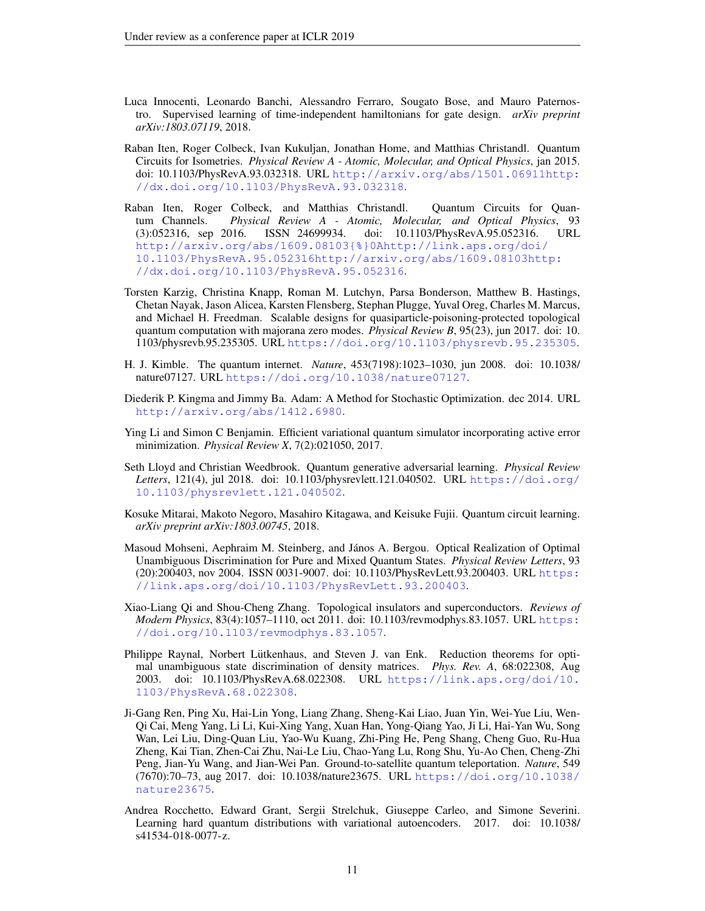Luca Innocenti, Leonardo Banchi, Alessandro Ferraro, Sougato Bose, and Mauro Paternostro. Supervised learning of time-independent hamiltonians for gate design. *arXiv preprint arXiv:1803.07119*, 2018.

Raban Iten, Roger Colbeck, Ivan Kukuljan, Jonathan Home, and Matthias Christandl. Quantum Circuits for Isometries. *Physical Review A - Atomic, Molecular, and Optical Physics*, jan 2015. doi: 10.1103/PhysRevA.93.032318. URL http://arxiv.org/abs/1501.06911http://dx.doi.org/10.1103/PhysRevA.93.032318.

Raban Iten, Roger Colbeck, and Matthias Christandl. Quantum Circuits for Quantum Channels. *Physical Review A - Atomic, Molecular, and Optical Physics*, 93 (3):052316, sep 2016. ISSN 24699934. doi: 10.1103/PhysRevA.95.052316. URL http://arxiv.org/abs/1609.08103{%}0Ahttp://link.aps.org/doi/10.1103/PhysRevA.95.052316http://arxiv.org/abs/1609.08103http://dx.doi.org/10.1103/PhysRevA.95.052316.

Torsten Karzig, Christina Knapp, Roman M. Lutchyn, Parsa Bonderson, Matthew B. Hastings, Chetan Nayak, Jason Alicea, Karsten Flensberg, Stephan Plugge, Yuval Oreg, Charles M. Marcus, and Michael H. Freedman. Scalable designs for quasiparticle-poisoning-protected topological quantum computation with majorana zero modes. *Physical Review B*, 95(23), jun 2017. doi: 10.1103/physrevb.95.235305. URL https://doi.org/10.1103/physrevb.95.235305.

H. J. Kimble. The quantum internet. *Nature*, 453(7198):1023–1030, jun 2008. doi: 10.1038/nature07127. URL https://doi.org/10.1038/nature07127.

Diederik P. Kingma and Jimmy Ba. Adam: A Method for Stochastic Optimization. dec 2014. URL http://arxiv.org/abs/1412.6980.

Ying Li and Simon C Benjamin. Efficient variational quantum simulator incorporating active error minimization. *Physical Review X*, 7(2):021050, 2017.

Seth Lloyd and Christian Weedbrook. Quantum generative adversarial learning. *Physical Review Letters*, 121(4), jul 2018. doi: 10.1103/physrevlett.121.040502. URL https://doi.org/10.1103/physrevlett.121.040502.

Kosuke Mitarai, Makoto Negoro, Masahiro Kitagawa, and Keisuke Fujii. Quantum circuit learning. *arXiv preprint arXiv:1803.00745*, 2018.

Masoud Mohseni, Aephraim M. Steinberg, and János A. Bergou. Optical Realization of Optimal Unambiguous Discrimination for Pure and Mixed Quantum States. *Physical Review Letters*, 93 (20):200403, nov 2004. ISSN 0031-9007. doi: 10.1103/PhysRevLett.93.200403. URL https://link.aps.org/doi/10.1103/PhysRevLett.93.200403.

Xiao-Liang Qi and Shou-Cheng Zhang. Topological insulators and superconductors. *Reviews of Modern Physics*, 83(4):1057–1110, oct 2011. doi: 10.1103/revmodphys.83.1057. URL https://doi.org/10.1103/revmodphys.83.1057.

Philippe Raynal, Norbert Lütkenhaus, and Steven J. van Enk. Reduction theorems for optimal unambiguous state discrimination of density matrices. *Phys. Rev. A*, 68:022308, Aug 2003. doi: 10.1103/PhysRevA.68.022308. URL https://link.aps.org/doi/10.1103/PhysRevA.68.022308.

Ji-Gang Ren, Ping Xu, Hai-Lin Yong, Liang Zhang, Sheng-Kai Liao, Juan Yin, Wei-Yue Liu, Wen-Qi Cai, Meng Yang, Li Li, Kui-Xing Yang, Xuan Han, Yong-Qiang Yao, Ji Li, Hai-Yan Wu, Song Wan, Lei Liu, Ding-Quan Liu, Yao-Wu Kuang, Zhi-Ping He, Peng Shang, Cheng Guo, Ru-Hua Zheng, Kai Tian, Zhen-Cai Zhu, Nai-Le Liu, Chao-Yang Lu, Rong Shu, Yu-Ao Chen, Cheng-Zhi Peng, Jian-Yu Wang, and Jian-Wei Pan. Ground-to-satellite quantum teleportation. *Nature*, 549 (7670):70–73, aug 2017. doi: 10.1038/nature23675. URL https://doi.org/10.1038/nature23675.

Andrea Rocchetto, Edward Grant, Sergii Strelchuk, Giuseppe Carleo, and Simone Severini. Learning hard quantum distributions with variational autoencoders. 2017. doi: 10.1038/s41534-018-0077-z.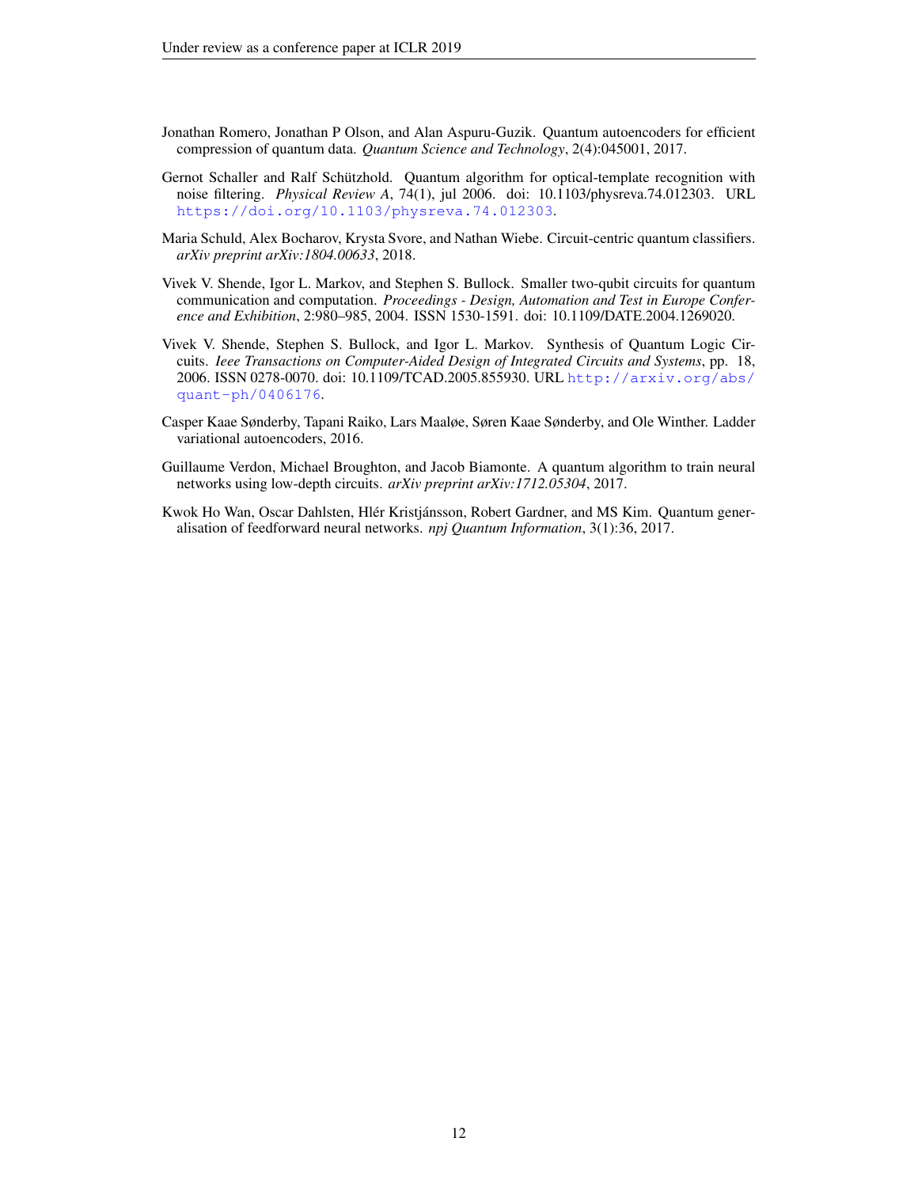Jonathan Romero, Jonathan P Olson, and Alan Aspuru-Guzik. Quantum autoencoders for efficient compression of quantum data. *Quantum Science and Technology*, 2(4):045001, 2017.

Gernot Schaller and Ralf Schützhold. Quantum algorithm for optical-template recognition with noise filtering. *Physical Review A*, 74(1), jul 2006. doi: 10.1103/physreva.74.012303. URL https://doi.org/10.1103/physreva.74.012303.

Maria Schuld, Alex Bocharov, Krysta Svore, and Nathan Wiebe. Circuit-centric quantum classifiers. *arXiv preprint arXiv:1804.00633*, 2018.

Vivek V. Shende, Igor L. Markov, and Stephen S. Bullock. Smaller two-qubit circuits for quantum communication and computation. *Proceedings - Design, Automation and Test in Europe Conference and Exhibition*, 2:980–985, 2004. ISSN 1530-1591. doi: 10.1109/DATE.2004.1269020.

Vivek V. Shende, Stephen S. Bullock, and Igor L. Markov. Synthesis of Quantum Logic Circuits. *Ieee Transactions on Computer-Aided Design of Integrated Circuits and Systems*, pp. 18, 2006. ISSN 0278-0070. doi: 10.1109/TCAD.2005.855930. URL http://arxiv.org/abs/quant-ph/0406176.

Casper Kaae Sønderby, Tapani Raiko, Lars Maaløe, Søren Kaae Sønderby, and Ole Winther. Ladder variational autoencoders, 2016.

Guillaume Verdon, Michael Broughton, and Jacob Biamonte. A quantum algorithm to train neural networks using low-depth circuits. *arXiv preprint arXiv:1712.05304*, 2017.

Kwok Ho Wan, Oscar Dahlsten, Hlér Kristjánsson, Robert Gardner, and MS Kim. Quantum generalisation of feedforward neural networks. *npj Quantum Information*, 3(1):36, 2017.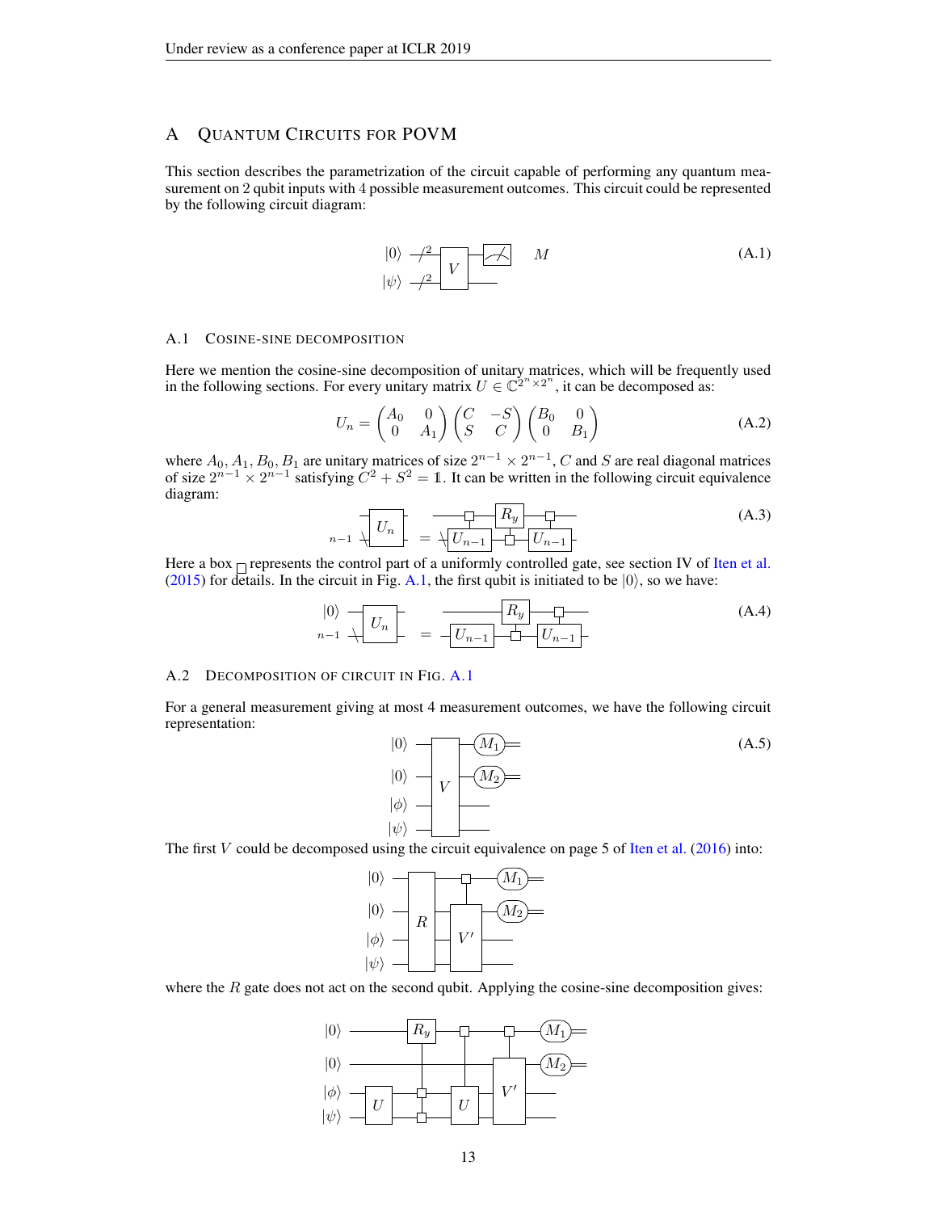## A Quantum Circuits for POVM

This section describes the parametrization of the circuit capable of performing any quantum measurement on 2 qubit inputs with 4 possible measurement outcomes. This circuit could be represented by the following circuit diagram:

(A.1)

### A.1 Cosine-sine decomposition

Here we mention the cosine-sine decomposition of unitary matrices, which will be frequently used in the following sections. For every unitary matrix $U \in \mathbb{C}^{2^n \times 2^n}$, it can be decomposed as:

$$U_n = \begin{pmatrix} A_0 & 0 \\ 0 & A_1 \end{pmatrix} \begin{pmatrix} C & -S \\ S & C \end{pmatrix} \begin{pmatrix} B_0 & 0 \\ 0 & B_1 \end{pmatrix} \tag{A.2}$$

where $A_0, A_1, B_0, B_1$ are unitary matrices of size $2^{n-1} \times 2^{n-1}$, $C$ and $S$ are real diagonal matrices of size $2^{n-1} \times 2^{n-1}$ satisfying $C^2 + S^2 = \mathbb{1}$. It can be written in the following circuit equivalence diagram:

(A.3)

Here a box $\square$ represents the control part of a uniformly controlled gate, see section IV of Iten et al. (2015) for details. In the circuit in Fig. A.1, the first qubit is initiated to be $|0\rangle$, so we have:

(A.4)

### A.2 Decomposition of circuit in Fig. A.1

For a general measurement giving at most 4 measurement outcomes, we have the following circuit representation:

(A.5)

The first $V$ could be decomposed using the circuit equivalence on page 5 of Iten et al. (2016) into:

where the $R$ gate does not act on the second qubit. Applying the cosine-sine decomposition gives: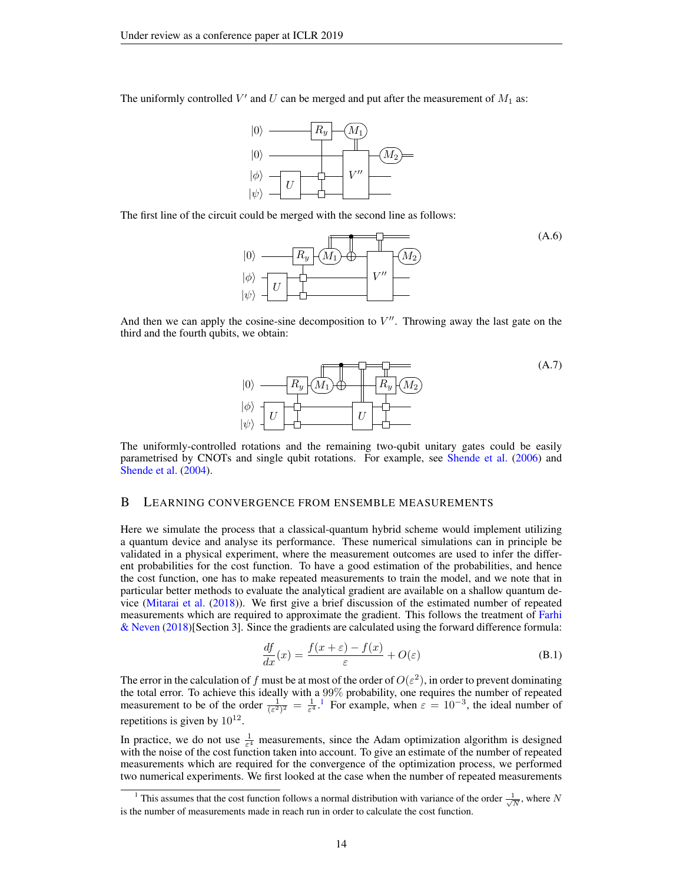The uniformly controlled $V'$ and $U$ can be merged and put after the measurement of $M_1$ as:

The first line of the circuit could be merged with the second line as follows:

(A.6)

And then we can apply the cosine-sine decomposition to $V''$. Throwing away the last gate on the third and the fourth qubits, we obtain:

(A.7)

The uniformly-controlled rotations and the remaining two-qubit unitary gates could be easily parametrised by CNOTs and single qubit rotations. For example, see Shende et al. (2006) and Shende et al. (2004).

## B Learning convergence from ensemble measurements

Here we simulate the process that a classical-quantum hybrid scheme would implement utilizing a quantum device and analyse its performance. These numerical simulations can in principle be validated in a physical experiment, where the measurement outcomes are used to infer the different probabilities for the cost function. To have a good estimation of the probabilities, and hence the cost function, one has to make repeated measurements to train the model, and we note that in particular better methods to evaluate the analytical gradient are available on a shallow quantum device (Mitarai et al. (2018)). We first give a brief discussion of the estimated number of repeated measurements which are required to approximate the gradient. This follows the treatment of Farhi & Neven (2018)[Section 3]. Since the gradients are calculated using the forward difference formula:

$$\frac{df}{dx}(x) = \frac{f(x+\varepsilon) - f(x)}{\varepsilon} + O(\varepsilon) \tag{B.1}$$

The error in the calculation of $f$ must be at most of the order of $O(\varepsilon^2)$, in order to prevent dominating the total error. To achieve this ideally with a 99% probability, one requires the number of repeated measurement to be of the order $\frac{1}{(\varepsilon^2)^2} = \frac{1}{\varepsilon^4}$.[1] For example, when $\varepsilon = 10^{-3}$, the ideal number of repetitions is given by $10^{12}$.

In practice, we do not use $\frac{1}{\varepsilon^4}$ measurements, since the Adam optimization algorithm is designed with the noise of the cost function taken into account. To give an estimate of the number of repeated measurements which are required for the convergence of the optimization process, we performed two numerical experiments. We first looked at the case when the number of repeated measurements

[1] This assumes that the cost function follows a normal distribution with variance of the order $\frac{1}{\sqrt{N}}$, where $N$ is the number of measurements made in reach run in order to calculate the cost function.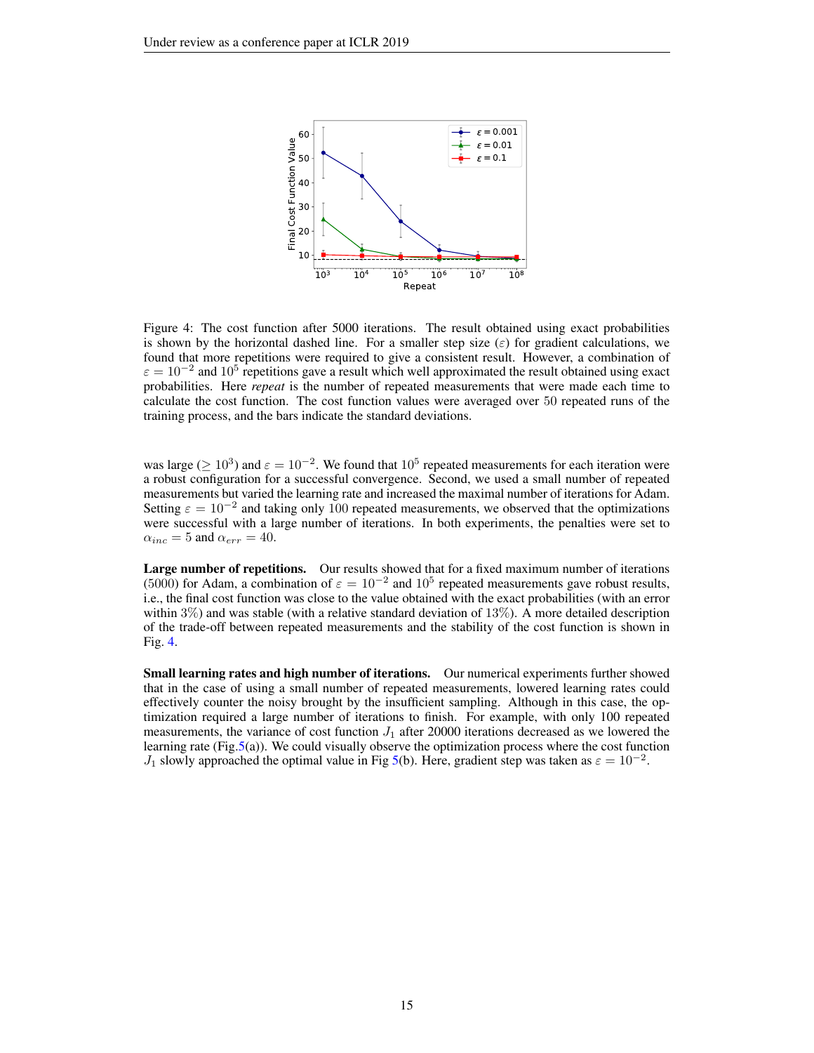Figure 4: The cost function after 5000 iterations. The result obtained using exact probabilities is shown by the horizontal dashed line. For a smaller step size ($\varepsilon$) for gradient calculations, we found that more repetitions were required to give a consistent result. However, a combination of $\varepsilon = 10^{-2}$ and $10^5$ repetitions gave a result which well approximated the result obtained using exact probabilities. Here *repeat* is the number of repeated measurements that were made each time to calculate the cost function. The cost function values were averaged over 50 repeated runs of the training process, and the bars indicate the standard deviations.

was large ($\geq 10^3$) and $\varepsilon = 10^{-2}$. We found that $10^5$ repeated measurements for each iteration were a robust configuration for a successful convergence. Second, we used a small number of repeated measurements but varied the learning rate and increased the maximal number of iterations for Adam. Setting $\varepsilon = 10^{-2}$ and taking only 100 repeated measurements, we observed that the optimizations were successful with a large number of iterations. In both experiments, the penalties were set to $\alpha_{inc} = 5$ and $\alpha_{err} = 40$.

**Large number of repetitions.** Our results showed that for a fixed maximum number of iterations (5000) for Adam, a combination of $\varepsilon = 10^{-2}$ and $10^5$ repeated measurements gave robust results, i.e., the final cost function was close to the value obtained with the exact probabilities (with an error within 3%) and was stable (with a relative standard deviation of 13%). A more detailed description of the trade-off between repeated measurements and the stability of the cost function is shown in Fig. 4.

**Small learning rates and high number of iterations.** Our numerical experiments further showed that in the case of using a small number of repeated measurements, lowered learning rates could effectively counter the noisy brought by the insufficient sampling. Although in this case, the optimization required a large number of iterations to finish. For example, with only 100 repeated measurements, the variance of cost function $J_1$ after 20000 iterations decreased as we lowered the learning rate (Fig.5(a)). We could visually observe the optimization process where the cost function $J_1$ slowly approached the optimal value in Fig 5(b). Here, gradient step was taken as $\varepsilon = 10^{-2}$.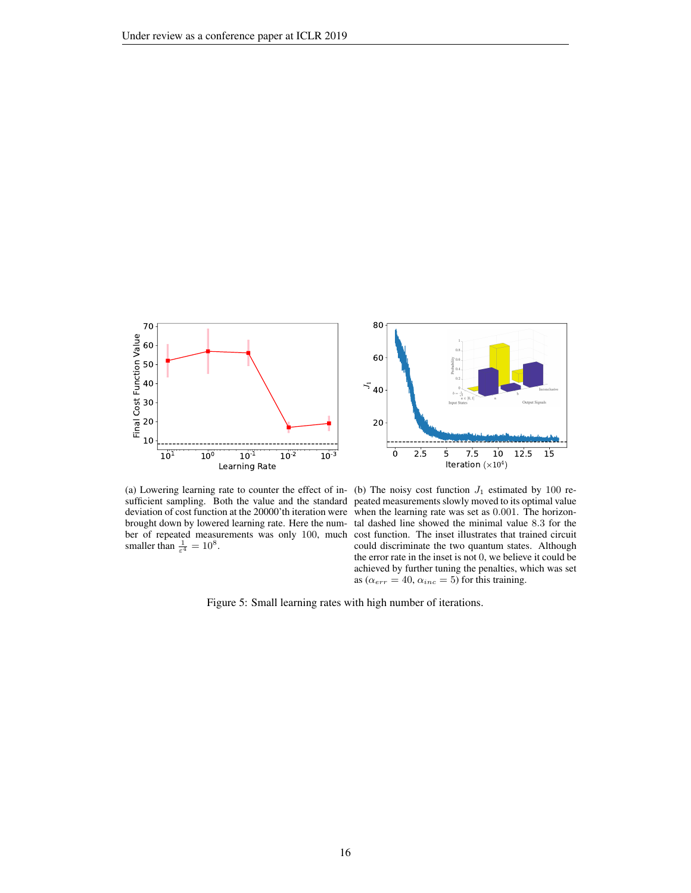Final Cost Function Value
70
60
50
40
30
20
10
$10^1$ $10^0$ $10^{-1}$ $10^{-2}$ $10^{-3}$
Learning Rate

80
60
$J_1$
40
20
0 2.5 5 7.5 10 12.5 15
Iteration ($\times 10^4$)

(a) Lowering learning rate to counter the effect of insufficient sampling. Both the value and the standard deviation of cost function at the 20000'th iteration were brought down by lowered learning rate. Here the number of repeated measurements was only 100, much smaller than $\frac{1}{\varepsilon^4} = 10^8$.

(b) The noisy cost function $J_1$ estimated by 100 repeated measurements slowly moved to its optimal value when the learning rate was set as 0.001. The horizontal dashed line showed the minimal value 8.3 for the cost function. The inset illustrates that trained circuit could discriminate the two quantum states. Although the error rate in the inset is not 0, we believe it could be achieved by further tuning the penalties, which was set as ($\alpha_{err} = 40$, $\alpha_{inc} = 5$) for this training.

Figure 5: Small learning rates with high number of iterations.